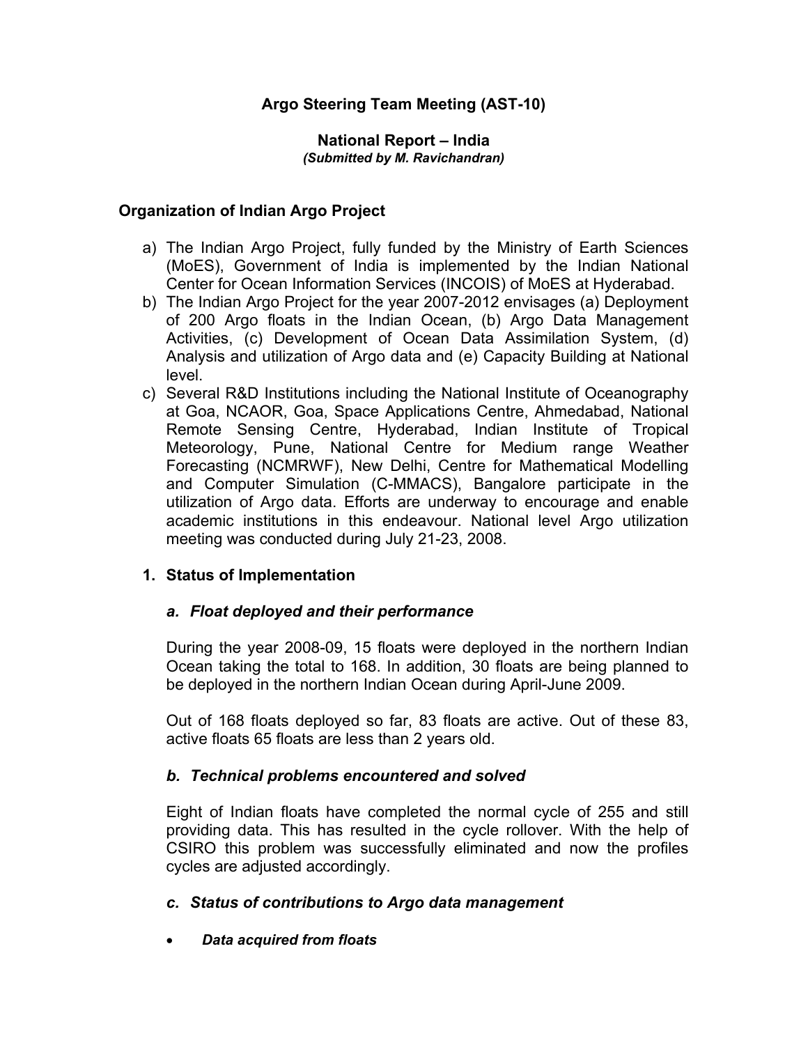# Argo Steering Team Meeting (AST-10)

## National Report – India

***(Submitted by M. Ravichandran)***

## Organization of Indian Argo Project

a) The Indian Argo Project, fully funded by the Ministry of Earth Sciences (MoES), Government of India is implemented by the Indian National Center for Ocean Information Services (INCOIS) of MoES at Hyderabad.

b) The Indian Argo Project for the year 2007-2012 envisages (a) Deployment of 200 Argo floats in the Indian Ocean, (b) Argo Data Management Activities, (c) Development of Ocean Data Assimilation System, (d) Analysis and utilization of Argo data and (e) Capacity Building at National level.

c) Several R&D Institutions including the National Institute of Oceanography at Goa, NCAOR, Goa, Space Applications Centre, Ahmedabad, National Remote Sensing Centre, Hyderabad, Indian Institute of Tropical Meteorology, Pune, National Centre for Medium range Weather Forecasting (NCMRWF), New Delhi, Centre for Mathematical Modelling and Computer Simulation (C-MMACS), Bangalore participate in the utilization of Argo data. Efforts are underway to encourage and enable academic institutions in this endeavour. National level Argo utilization meeting was conducted during July 21-23, 2008.

## 1. Status of Implementation

### *a. Float deployed and their performance*

During the year 2008-09, 15 floats were deployed in the northern Indian Ocean taking the total to 168. In addition, 30 floats are being planned to be deployed in the northern Indian Ocean during April-June 2009.

Out of 168 floats deployed so far, 83 floats are active. Out of these 83, active floats 65 floats are less than 2 years old.

### *b. Technical problems encountered and solved*

Eight of Indian floats have completed the normal cycle of 255 and still providing data. This has resulted in the cycle rollover. With the help of CSIRO this problem was successfully eliminated and now the profiles cycles are adjusted accordingly.

### *c. Status of contributions to Argo data management*

- ***Data acquired from floats***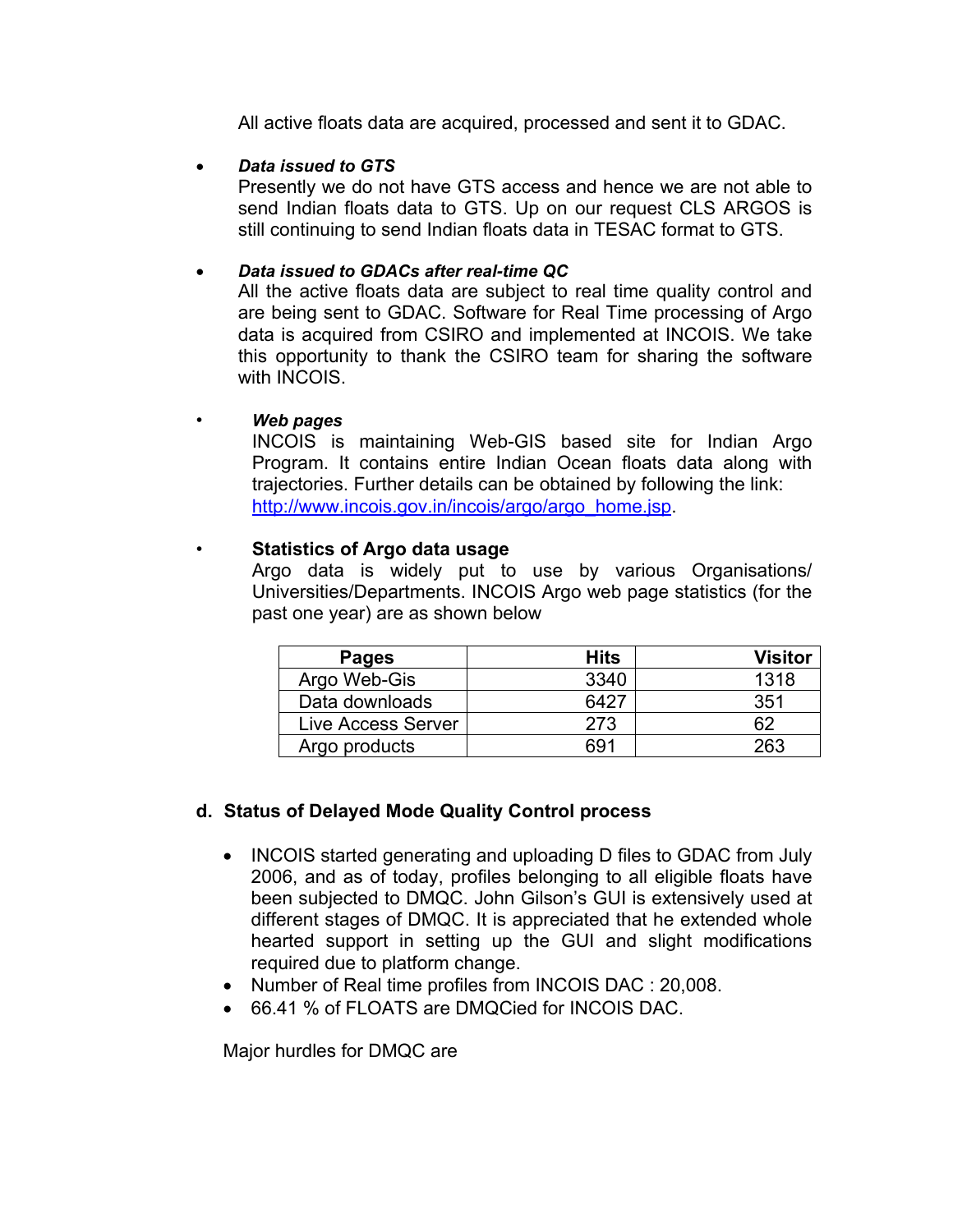All active floats data are acquired, processed and sent it to GDAC.

- ***Data issued to GTS***
  Presently we do not have GTS access and hence we are not able to send Indian floats data to GTS. Up on our request CLS ARGOS is still continuing to send Indian floats data in TESAC format to GTS.

- ***Data issued to GDACs after real-time QC***
  All the active floats data are subject to real time quality control and are being sent to GDAC. Software for Real Time processing of Argo data is acquired from CSIRO and implemented at INCOIS. We take this opportunity to thank the CSIRO team for sharing the software with INCOIS.

- ***Web pages***
  INCOIS is maintaining Web-GIS based site for Indian Argo Program. It contains entire Indian Ocean floats data along with trajectories. Further details can be obtained by following the link: http://www.incois.gov.in/incois/argo/argo_home.jsp.

- **Statistics of Argo data usage**
  Argo data is widely put to use by various Organisations/ Universities/Departments. INCOIS Argo web page statistics (for the past one year) are as shown below

| Pages | Hits | Visitor |
|---|---|---|
| Argo Web-Gis | 3340 | 1318 |
| Data downloads | 6427 | 351 |
| Live Access Server | 273 | 62 |
| Argo products | 691 | 263 |

## d. Status of Delayed Mode Quality Control process

- INCOIS started generating and uploading D files to GDAC from July 2006, and as of today, profiles belonging to all eligible floats have been subjected to DMQC. John Gilson's GUI is extensively used at different stages of DMQC. It is appreciated that he extended whole hearted support in setting up the GUI and slight modifications required due to platform change.
- Number of Real time profiles from INCOIS DAC : 20,008.
- 66.41 % of FLOATS are DMQCied for INCOIS DAC.

Major hurdles for DMQC are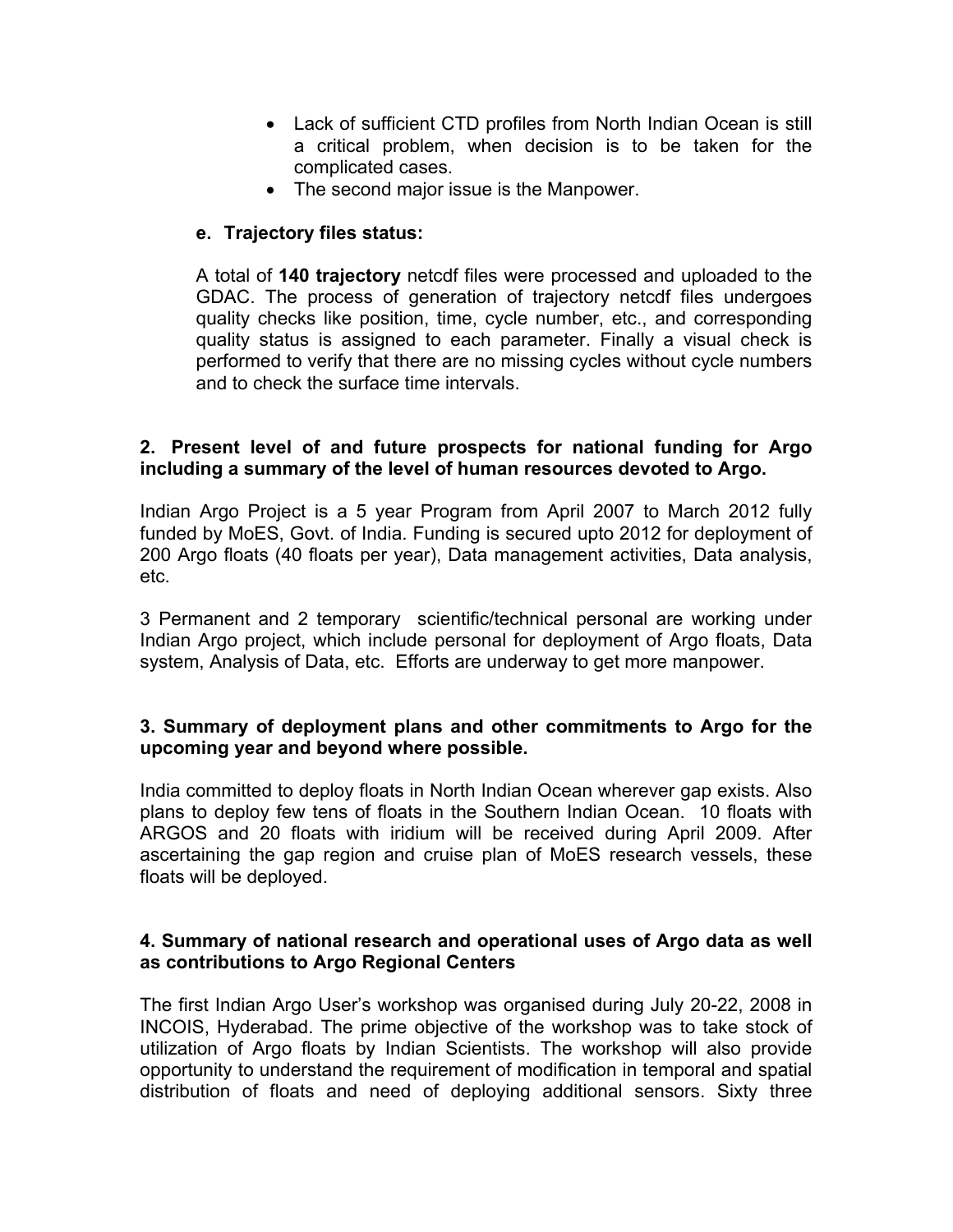- Lack of sufficient CTD profiles from North Indian Ocean is still a critical problem, when decision is to be taken for the complicated cases.
- The second major issue is the Manpower.

**e. Trajectory files status:**

A total of **140 trajectory** netcdf files were processed and uploaded to the GDAC. The process of generation of trajectory netcdf files undergoes quality checks like position, time, cycle number, etc., and corresponding quality status is assigned to each parameter. Finally a visual check is performed to verify that there are no missing cycles without cycle numbers and to check the surface time intervals.

### 2. Present level of and future prospects for national funding for Argo including a summary of the level of human resources devoted to Argo.

Indian Argo Project is a 5 year Program from April 2007 to March 2012 fully funded by MoES, Govt. of India. Funding is secured upto 2012 for deployment of 200 Argo floats (40 floats per year), Data management activities, Data analysis, etc.

3 Permanent and 2 temporary scientific/technical personal are working under Indian Argo project, which include personal for deployment of Argo floats, Data system, Analysis of Data, etc. Efforts are underway to get more manpower.

### 3. Summary of deployment plans and other commitments to Argo for the upcoming year and beyond where possible.

India committed to deploy floats in North Indian Ocean wherever gap exists. Also plans to deploy few tens of floats in the Southern Indian Ocean. 10 floats with ARGOS and 20 floats with iridium will be received during April 2009. After ascertaining the gap region and cruise plan of MoES research vessels, these floats will be deployed.

### 4. Summary of national research and operational uses of Argo data as well as contributions to Argo Regional Centers

The first Indian Argo User's workshop was organised during July 20-22, 2008 in INCOIS, Hyderabad. The prime objective of the workshop was to take stock of utilization of Argo floats by Indian Scientists. The workshop will also provide opportunity to understand the requirement of modification in temporal and spatial distribution of floats and need of deploying additional sensors. Sixty three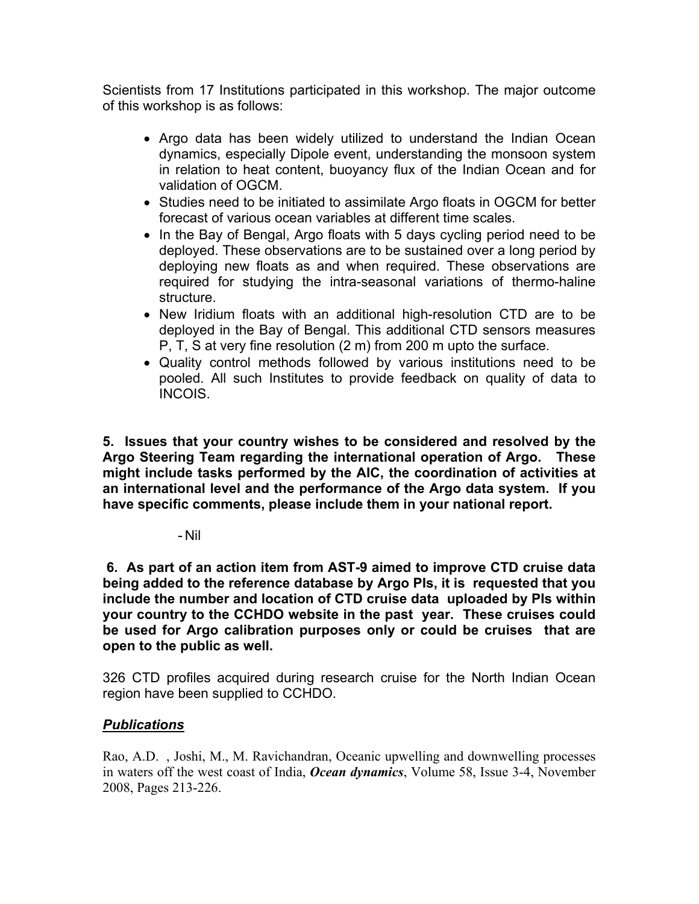Scientists from 17 Institutions participated in this workshop. The major outcome of this workshop is as follows:

- Argo data has been widely utilized to understand the Indian Ocean dynamics, especially Dipole event, understanding the monsoon system in relation to heat content, buoyancy flux of the Indian Ocean and for validation of OGCM.
- Studies need to be initiated to assimilate Argo floats in OGCM for better forecast of various ocean variables at different time scales.
- In the Bay of Bengal, Argo floats with 5 days cycling period need to be deployed. These observations are to be sustained over a long period by deploying new floats as and when required. These observations are required for studying the intra-seasonal variations of thermo-haline structure.
- New Iridium floats with an additional high-resolution CTD are to be deployed in the Bay of Bengal. This additional CTD sensors measures P, T, S at very fine resolution (2 m) from 200 m upto the surface.
- Quality control methods followed by various institutions need to be pooled. All such Institutes to provide feedback on quality of data to INCOIS.

**5. Issues that your country wishes to be considered and resolved by the Argo Steering Team regarding the international operation of Argo. These might include tasks performed by the AIC, the coordination of activities at an international level and the performance of the Argo data system. If you have specific comments, please include them in your national report.**

- Nil

**6. As part of an action item from AST-9 aimed to improve CTD cruise data being added to the reference database by Argo PIs, it is requested that you include the number and location of CTD cruise data uploaded by PIs within your country to the CCHDO website in the past year. These cruises could be used for Argo calibration purposes only or could be cruises that are open to the public as well.**

326 CTD profiles acquired during research cruise for the North Indian Ocean region have been supplied to CCHDO.

***Publications***

Rao, A.D. , Joshi, M., M. Ravichandran, Oceanic upwelling and downwelling processes in waters off the west coast of India, ***Ocean dynamics***, Volume 58, Issue 3-4, November 2008, Pages 213-226.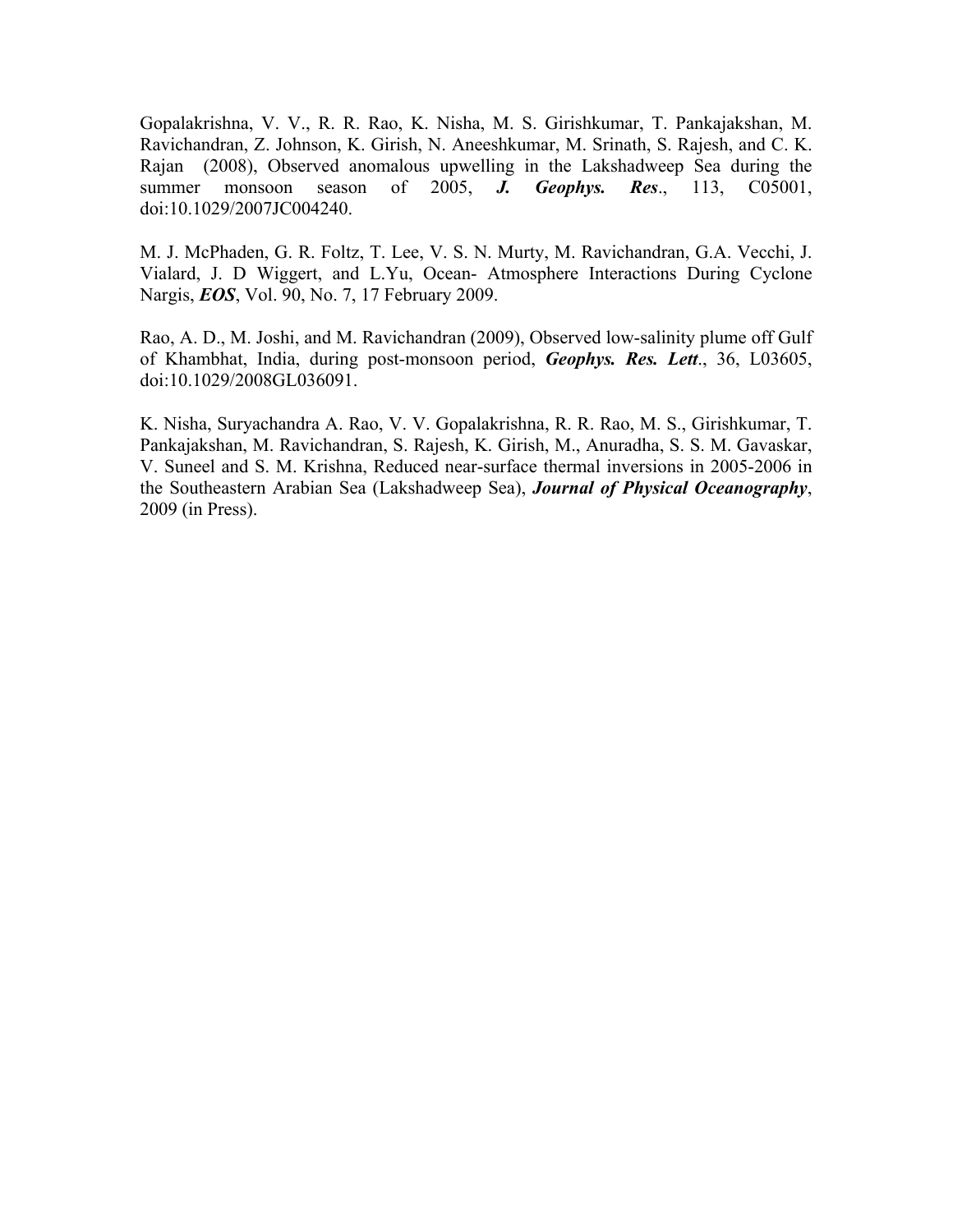Gopalakrishna, V. V., R. R. Rao, K. Nisha, M. S. Girishkumar, T. Pankajakshan, M. Ravichandran, Z. Johnson, K. Girish, N. Aneeshkumar, M. Srinath, S. Rajesh, and C. K. Rajan (2008), Observed anomalous upwelling in the Lakshadweep Sea during the summer monsoon season of 2005, ***J. Geophys. Res***., 113, C05001, doi:10.1029/2007JC004240.

M. J. McPhaden, G. R. Foltz, T. Lee, V. S. N. Murty, M. Ravichandran, G.A. Vecchi, J. Vialard, J. D Wiggert, and L.Yu, Ocean- Atmosphere Interactions During Cyclone Nargis, ***EOS***, Vol. 90, No. 7, 17 February 2009.

Rao, A. D., M. Joshi, and M. Ravichandran (2009), Observed low-salinity plume off Gulf of Khambhat, India, during post-monsoon period, ***Geophys. Res. Lett***., 36, L03605, doi:10.1029/2008GL036091.

K. Nisha, Suryachandra A. Rao, V. V. Gopalakrishna, R. R. Rao, M. S., Girishkumar, T. Pankajakshan, M. Ravichandran, S. Rajesh, K. Girish, M., Anuradha, S. S. M. Gavaskar, V. Suneel and S. M. Krishna, Reduced near-surface thermal inversions in 2005-2006 in the Southeastern Arabian Sea (Lakshadweep Sea), ***Journal of Physical Oceanography***, 2009 (in Press).